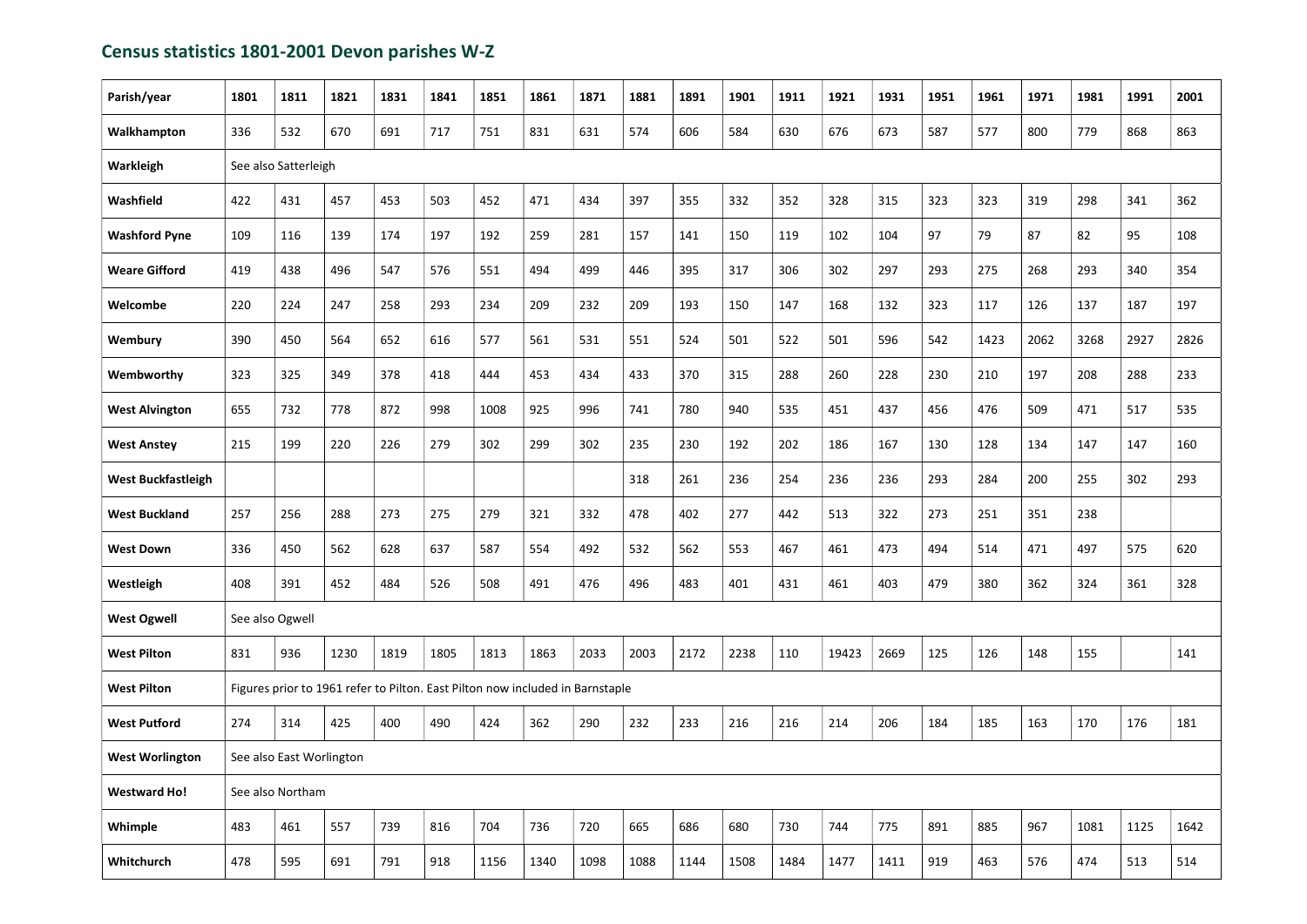## Census statistics 1801-2001 Devon parishes W-Z

| Parish/year | 1801 | 1811 | 1821 | 1831 | 1841 | 1851 | 1861 | 1871 | 1881 | 1891 | 1901 | 1911 | 1921 | 1931 | 1951 | 1961 | 1971 | 1981 | 1991 | 2001 |
|---|---|---|---|---|---|---|---|---|---|---|---|---|---|---|---|---|---|---|---|---|
| **Walkhampton** | 336 | 532 | 670 | 691 | 717 | 751 | 831 | 631 | 574 | 606 | 584 | 630 | 676 | 673 | 587 | 577 | 800 | 779 | 868 | 863 |
| **Warkleigh** | See also Satterleigh | | | | | | | | | | | | | | | | | | | |
| **Washfield** | 422 | 431 | 457 | 453 | 503 | 452 | 471 | 434 | 397 | 355 | 332 | 352 | 328 | 315 | 323 | 323 | 319 | 298 | 341 | 362 |
| **Washford Pyne** | 109 | 116 | 139 | 174 | 197 | 192 | 259 | 281 | 157 | 141 | 150 | 119 | 102 | 104 | 97 | 79 | 87 | 82 | 95 | 108 |
| **Weare Gifford** | 419 | 438 | 496 | 547 | 576 | 551 | 494 | 499 | 446 | 395 | 317 | 306 | 302 | 297 | 293 | 275 | 268 | 293 | 340 | 354 |
| **Welcombe** | 220 | 224 | 247 | 258 | 293 | 234 | 209 | 232 | 209 | 193 | 150 | 147 | 168 | 132 | 323 | 117 | 126 | 137 | 187 | 197 |
| **Wembury** | 390 | 450 | 564 | 652 | 616 | 577 | 561 | 531 | 551 | 524 | 501 | 522 | 501 | 596 | 542 | 1423 | 2062 | 3268 | 2927 | 2826 |
| **Wembworthy** | 323 | 325 | 349 | 378 | 418 | 444 | 453 | 434 | 433 | 370 | 315 | 288 | 260 | 228 | 230 | 210 | 197 | 208 | 288 | 233 |
| **West Alvington** | 655 | 732 | 778 | 872 | 998 | 1008 | 925 | 996 | 741 | 780 | 940 | 535 | 451 | 437 | 456 | 476 | 509 | 471 | 517 | 535 |
| **West Anstey** | 215 | 199 | 220 | 226 | 279 | 302 | 299 | 302 | 235 | 230 | 192 | 202 | 186 | 167 | 130 | 128 | 134 | 147 | 147 | 160 |
| **West Buckfastleigh** | | | | | | | | | 318 | 261 | 236 | 254 | 236 | 236 | 293 | 284 | 200 | 255 | 302 | 293 |
| **West Buckland** | 257 | 256 | 288 | 273 | 275 | 279 | 321 | 332 | 478 | 402 | 277 | 442 | 513 | 322 | 273 | 251 | 351 | 238 | | |
| **West Down** | 336 | 450 | 562 | 628 | 637 | 587 | 554 | 492 | 532 | 562 | 553 | 467 | 461 | 473 | 494 | 514 | 471 | 497 | 575 | 620 |
| **Westleigh** | 408 | 391 | 452 | 484 | 526 | 508 | 491 | 476 | 496 | 483 | 401 | 431 | 461 | 403 | 479 | 380 | 362 | 324 | 361 | 328 |
| **West Ogwell** | See also Ogwell | | | | | | | | | | | | | | | | | | | |
| **West Pilton** | 831 | 936 | 1230 | 1819 | 1805 | 1813 | 1863 | 2033 | 2003 | 2172 | 2238 | 110 | 19423 | 2669 | 125 | 126 | 148 | 155 | | 141 |
| **West Pilton** | Figures prior to 1961 refer to Pilton. East Pilton now included in Barnstaple | | | | | | | | | | | | | | | | | | | |
| **West Putford** | 274 | 314 | 425 | 400 | 490 | 424 | 362 | 290 | 232 | 233 | 216 | 216 | 214 | 206 | 184 | 185 | 163 | 170 | 176 | 181 |
| **West Worlington** | See also East Worlington | | | | | | | | | | | | | | | | | | | |
| **Westward Ho!** | See also Northam | | | | | | | | | | | | | | | | | | | |
| **Whimple** | 483 | 461 | 557 | 739 | 816 | 704 | 736 | 720 | 665 | 686 | 680 | 730 | 744 | 775 | 891 | 885 | 967 | 1081 | 1125 | 1642 |
| **Whitchurch** | 478 | 595 | 691 | 791 | 918 | 1156 | 1340 | 1098 | 1088 | 1144 | 1508 | 1484 | 1477 | 1411 | 919 | 463 | 576 | 474 | 513 | 514 |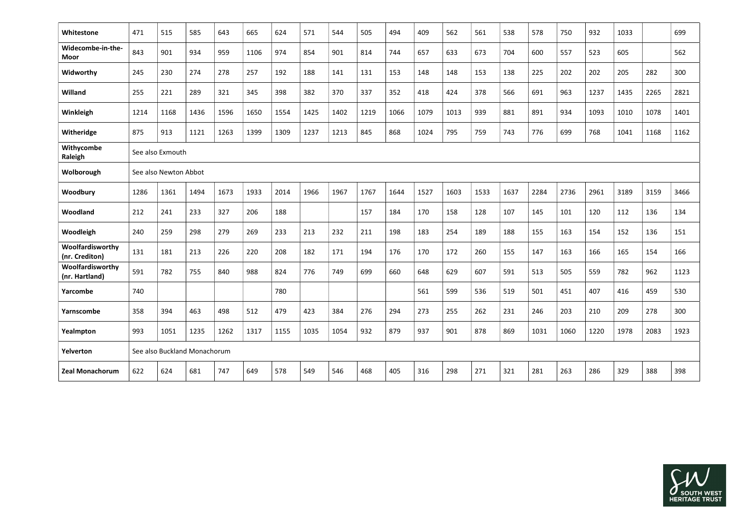| | | | | | | | | | | | | | | | | | | | | |
|---|---|---|---|---|---|---|---|---|---|---|---|---|---|---|---|---|---|---|---|---|
| **Whitestone** | 471 | 515 | 585 | 643 | 665 | 624 | 571 | 544 | 505 | 494 | 409 | 562 | 561 | 538 | 578 | 750 | 932 | 1033 | | 699 |
| **Widecombe-in-the-Moor** | 843 | 901 | 934 | 959 | 1106 | 974 | 854 | 901 | 814 | 744 | 657 | 633 | 673 | 704 | 600 | 557 | 523 | 605 | | 562 |
| **Widworthy** | 245 | 230 | 274 | 278 | 257 | 192 | 188 | 141 | 131 | 153 | 148 | 148 | 153 | 138 | 225 | 202 | 202 | 205 | 282 | 300 |
| **Willand** | 255 | 221 | 289 | 321 | 345 | 398 | 382 | 370 | 337 | 352 | 418 | 424 | 378 | 566 | 691 | 963 | 1237 | 1435 | 2265 | 2821 |
| **Winkleigh** | 1214 | 1168 | 1436 | 1596 | 1650 | 1554 | 1425 | 1402 | 1219 | 1066 | 1079 | 1013 | 939 | 881 | 891 | 934 | 1093 | 1010 | 1078 | 1401 |
| **Witheridge** | 875 | 913 | 1121 | 1263 | 1399 | 1309 | 1237 | 1213 | 845 | 868 | 1024 | 795 | 759 | 743 | 776 | 699 | 768 | 1041 | 1168 | 1162 |
| **Withycombe Raleigh** | See also Exmouth | | | | | | | | | | | | | | | | | | | |
| **Wolborough** | See also Newton Abbot | | | | | | | | | | | | | | | | | | | |
| **Woodbury** | 1286 | 1361 | 1494 | 1673 | 1933 | 2014 | 1966 | 1967 | 1767 | 1644 | 1527 | 1603 | 1533 | 1637 | 2284 | 2736 | 2961 | 3189 | 3159 | 3466 |
| **Woodland** | 212 | 241 | 233 | 327 | 206 | 188 | | | 157 | 184 | 170 | 158 | 128 | 107 | 145 | 101 | 120 | 112 | 136 | 134 |
| **Woodleigh** | 240 | 259 | 298 | 279 | 269 | 233 | 213 | 232 | 211 | 198 | 183 | 254 | 189 | 188 | 155 | 163 | 154 | 152 | 136 | 151 |
| **Woolfardisworthy (nr. Crediton)** | 131 | 181 | 213 | 226 | 220 | 208 | 182 | 171 | 194 | 176 | 170 | 172 | 260 | 155 | 147 | 163 | 166 | 165 | 154 | 166 |
| **Woolfardisworthy (nr. Hartland)** | 591 | 782 | 755 | 840 | 988 | 824 | 776 | 749 | 699 | 660 | 648 | 629 | 607 | 591 | 513 | 505 | 559 | 782 | 962 | 1123 |
| **Yarcombe** | 740 | | | | | 780 | | | | | 561 | 599 | 536 | 519 | 501 | 451 | 407 | 416 | 459 | 530 |
| **Yarnscombe** | 358 | 394 | 463 | 498 | 512 | 479 | 423 | 384 | 276 | 294 | 273 | 255 | 262 | 231 | 246 | 203 | 210 | 209 | 278 | 300 |
| **Yealmpton** | 993 | 1051 | 1235 | 1262 | 1317 | 1155 | 1035 | 1054 | 932 | 879 | 937 | 901 | 878 | 869 | 1031 | 1060 | 1220 | 1978 | 2083 | 1923 |
| **Yelverton** | See also Buckland Monachorum | | | | | | | | | | | | | | | | | | | |
| **Zeal Monachorum** | 622 | 624 | 681 | 747 | 649 | 578 | 549 | 546 | 468 | 405 | 316 | 298 | 271 | 321 | 281 | 263 | 286 | 329 | 388 | 398 |